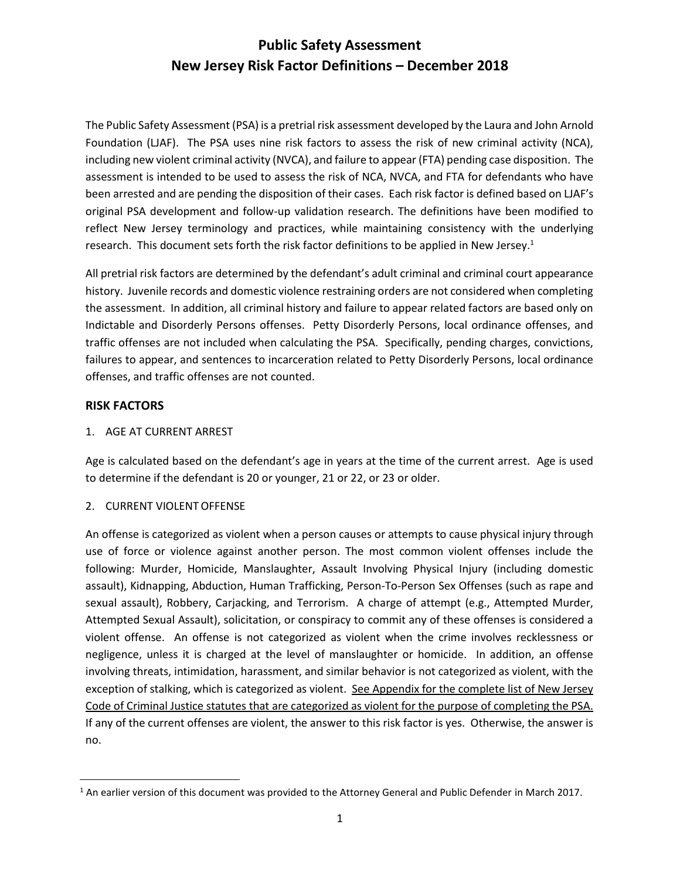# Public Safety Assessment
# New Jersey Risk Factor Definitions – December 2018

The Public Safety Assessment (PSA) is a pretrial risk assessment developed by the Laura and John Arnold Foundation (LJAF). The PSA uses nine risk factors to assess the risk of new criminal activity (NCA), including new violent criminal activity (NVCA), and failure to appear (FTA) pending case disposition. The assessment is intended to be used to assess the risk of NCA, NVCA, and FTA for defendants who have been arrested and are pending the disposition of their cases. Each risk factor is defined based on LJAF's original PSA development and follow-up validation research. The definitions have been modified to reflect New Jersey terminology and practices, while maintaining consistency with the underlying research. This document sets forth the risk factor definitions to be applied in New Jersey.[1]

All pretrial risk factors are determined by the defendant's adult criminal and criminal court appearance history. Juvenile records and domestic violence restraining orders are not considered when completing the assessment. In addition, all criminal history and failure to appear related factors are based only on Indictable and Disorderly Persons offenses. Petty Disorderly Persons, local ordinance offenses, and traffic offenses are not included when calculating the PSA. Specifically, pending charges, convictions, failures to appear, and sentences to incarceration related to Petty Disorderly Persons, local ordinance offenses, and traffic offenses are not counted.

## RISK FACTORS

1. AGE AT CURRENT ARREST

Age is calculated based on the defendant's age in years at the time of the current arrest. Age is used to determine if the defendant is 20 or younger, 21 or 22, or 23 or older.

2. CURRENT VIOLENT OFFENSE

An offense is categorized as violent when a person causes or attempts to cause physical injury through use of force or violence against another person. The most common violent offenses include the following: Murder, Homicide, Manslaughter, Assault Involving Physical Injury (including domestic assault), Kidnapping, Abduction, Human Trafficking, Person-To-Person Sex Offenses (such as rape and sexual assault), Robbery, Carjacking, and Terrorism. A charge of attempt (e.g., Attempted Murder, Attempted Sexual Assault), solicitation, or conspiracy to commit any of these offenses is considered a violent offense. An offense is not categorized as violent when the crime involves recklessness or negligence, unless it is charged at the level of manslaughter or homicide. In addition, an offense involving threats, intimidation, harassment, and similar behavior is not categorized as violent, with the exception of stalking, which is categorized as violent. <u>See Appendix for the complete list of New Jersey Code of Criminal Justice statutes that are categorized as violent for the purpose of completing the PSA.</u> If any of the current offenses are violent, the answer to this risk factor is yes. Otherwise, the answer is no.

[1] An earlier version of this document was provided to the Attorney General and Public Defender in March 2017.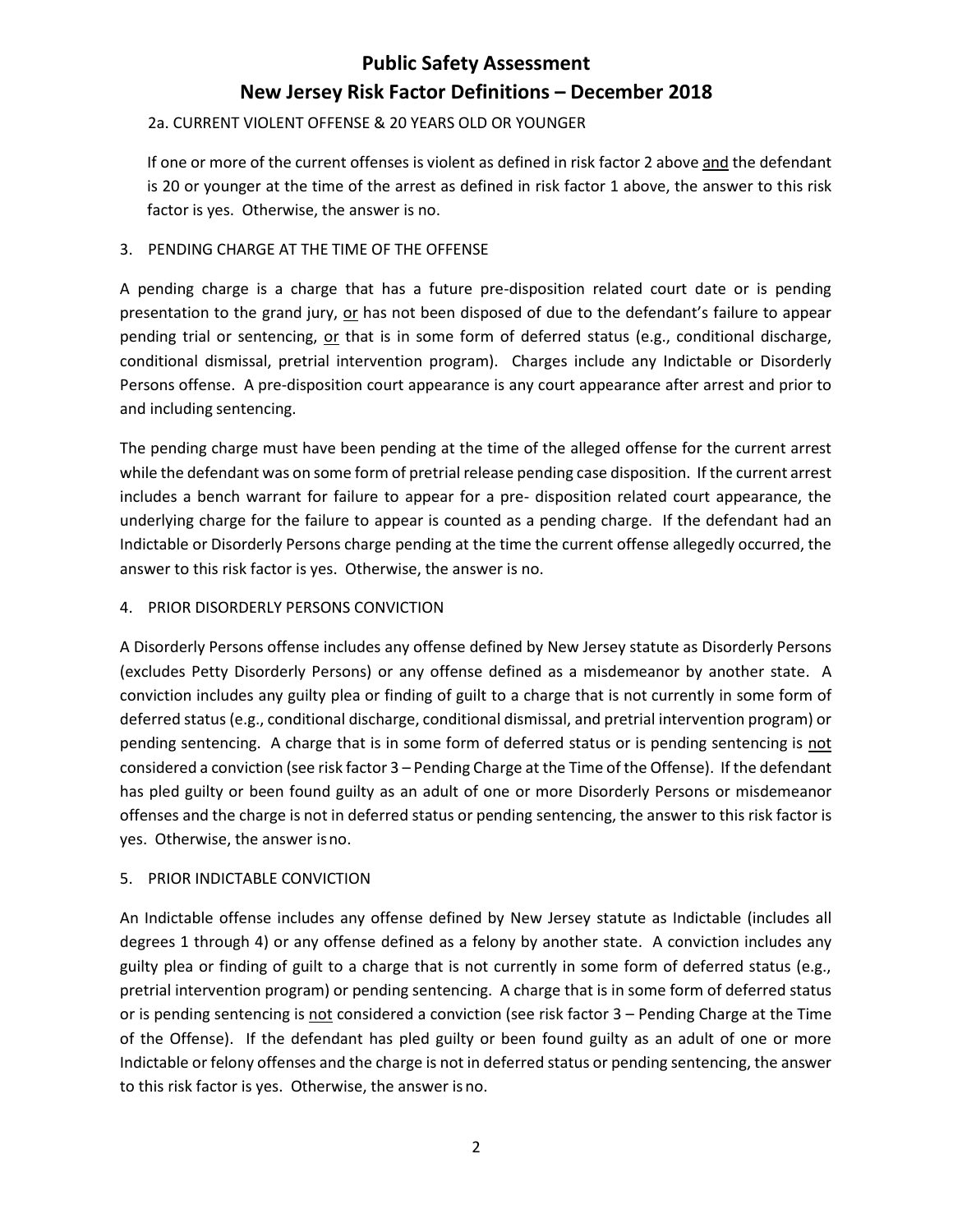2a. CURRENT VIOLENT OFFENSE & 20 YEARS OLD OR YOUNGER

If one or more of the current offenses is violent as defined in risk factor 2 above <u>and</u> the defendant is 20 or younger at the time of the arrest as defined in risk factor 1 above, the answer to this risk factor is yes. Otherwise, the answer is no.

3. PENDING CHARGE AT THE TIME OF THE OFFENSE

A pending charge is a charge that has a future pre-disposition related court date or is pending presentation to the grand jury, <u>or</u> has not been disposed of due to the defendant's failure to appear pending trial or sentencing, <u>or</u> that is in some form of deferred status (e.g., conditional discharge, conditional dismissal, pretrial intervention program). Charges include any Indictable or Disorderly Persons offense. A pre-disposition court appearance is any court appearance after arrest and prior to and including sentencing.

The pending charge must have been pending at the time of the alleged offense for the current arrest while the defendant was on some form of pretrial release pending case disposition. If the current arrest includes a bench warrant for failure to appear for a pre- disposition related court appearance, the underlying charge for the failure to appear is counted as a pending charge. If the defendant had an Indictable or Disorderly Persons charge pending at the time the current offense allegedly occurred, the answer to this risk factor is yes. Otherwise, the answer is no.

4. PRIOR DISORDERLY PERSONS CONVICTION

A Disorderly Persons offense includes any offense defined by New Jersey statute as Disorderly Persons (excludes Petty Disorderly Persons) or any offense defined as a misdemeanor by another state. A conviction includes any guilty plea or finding of guilt to a charge that is not currently in some form of deferred status (e.g., conditional discharge, conditional dismissal, and pretrial intervention program) or pending sentencing. A charge that is in some form of deferred status or is pending sentencing is <u>not</u> considered a conviction (see risk factor 3 – Pending Charge at the Time of the Offense). If the defendant has pled guilty or been found guilty as an adult of one or more Disorderly Persons or misdemeanor offenses and the charge is not in deferred status or pending sentencing, the answer to this risk factor is yes. Otherwise, the answer is no.

5. PRIOR INDICTABLE CONVICTION

An Indictable offense includes any offense defined by New Jersey statute as Indictable (includes all degrees 1 through 4) or any offense defined as a felony by another state. A conviction includes any guilty plea or finding of guilt to a charge that is not currently in some form of deferred status (e.g., pretrial intervention program) or pending sentencing. A charge that is in some form of deferred status or is pending sentencing is <u>not</u> considered a conviction (see risk factor 3 – Pending Charge at the Time of the Offense). If the defendant has pled guilty or been found guilty as an adult of one or more Indictable or felony offenses and the charge is not in deferred status or pending sentencing, the answer to this risk factor is yes. Otherwise, the answer is no.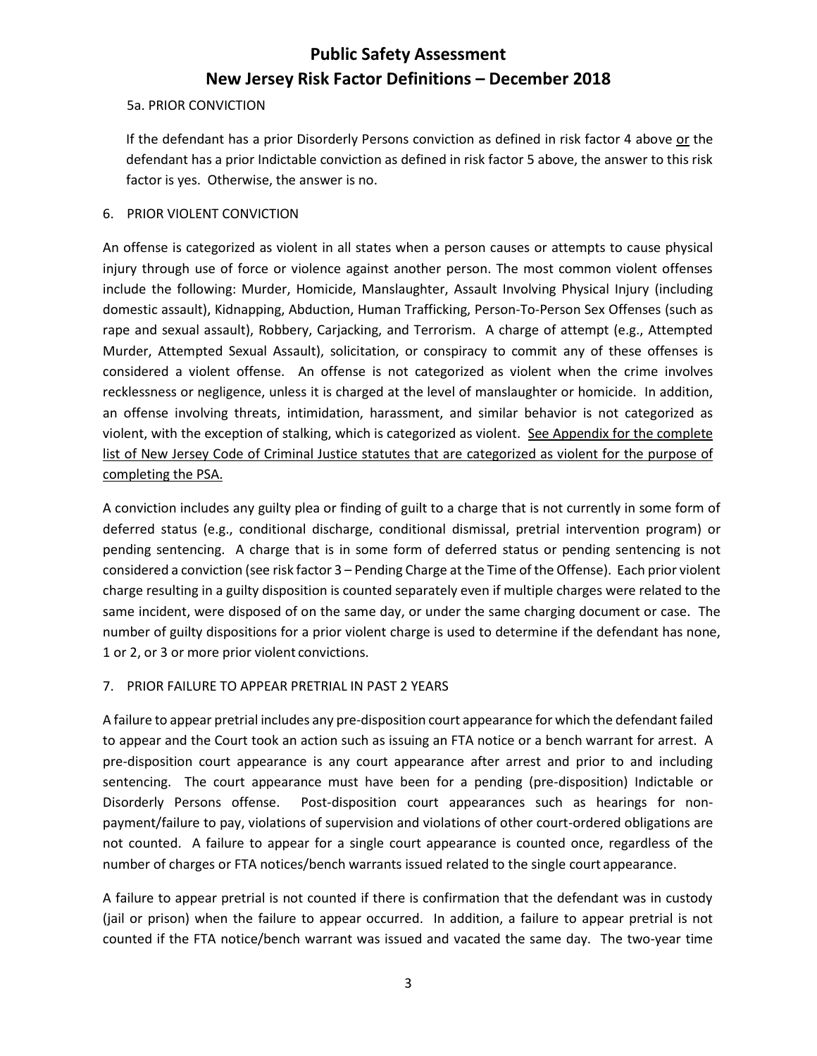5a. PRIOR CONVICTION

If the defendant has a prior Disorderly Persons conviction as defined in risk factor 4 above <u>or</u> the defendant has a prior Indictable conviction as defined in risk factor 5 above, the answer to this risk factor is yes. Otherwise, the answer is no.

6. PRIOR VIOLENT CONVICTION

An offense is categorized as violent in all states when a person causes or attempts to cause physical injury through use of force or violence against another person. The most common violent offenses include the following: Murder, Homicide, Manslaughter, Assault Involving Physical Injury (including domestic assault), Kidnapping, Abduction, Human Trafficking, Person-To-Person Sex Offenses (such as rape and sexual assault), Robbery, Carjacking, and Terrorism. A charge of attempt (e.g., Attempted Murder, Attempted Sexual Assault), solicitation, or conspiracy to commit any of these offenses is considered a violent offense. An offense is not categorized as violent when the crime involves recklessness or negligence, unless it is charged at the level of manslaughter or homicide. In addition, an offense involving threats, intimidation, harassment, and similar behavior is not categorized as violent, with the exception of stalking, which is categorized as violent. <u>See Appendix for the complete list of New Jersey Code of Criminal Justice statutes that are categorized as violent for the purpose of completing the PSA.</u>

A conviction includes any guilty plea or finding of guilt to a charge that is not currently in some form of deferred status (e.g., conditional discharge, conditional dismissal, pretrial intervention program) or pending sentencing. A charge that is in some form of deferred status or pending sentencing is not considered a conviction (see risk factor 3 – Pending Charge at the Time of the Offense). Each prior violent charge resulting in a guilty disposition is counted separately even if multiple charges were related to the same incident, were disposed of on the same day, or under the same charging document or case. The number of guilty dispositions for a prior violent charge is used to determine if the defendant has none, 1 or 2, or 3 or more prior violent convictions.

7. PRIOR FAILURE TO APPEAR PRETRIAL IN PAST 2 YEARS

A failure to appear pretrial includes any pre-disposition court appearance for which the defendant failed to appear and the Court took an action such as issuing an FTA notice or a bench warrant for arrest. A pre-disposition court appearance is any court appearance after arrest and prior to and including sentencing. The court appearance must have been for a pending (pre-disposition) Indictable or Disorderly Persons offense. Post-disposition court appearances such as hearings for non-payment/failure to pay, violations of supervision and violations of other court-ordered obligations are not counted. A failure to appear for a single court appearance is counted once, regardless of the number of charges or FTA notices/bench warrants issued related to the single court appearance.

A failure to appear pretrial is not counted if there is confirmation that the defendant was in custody (jail or prison) when the failure to appear occurred. In addition, a failure to appear pretrial is not counted if the FTA notice/bench warrant was issued and vacated the same day. The two-year time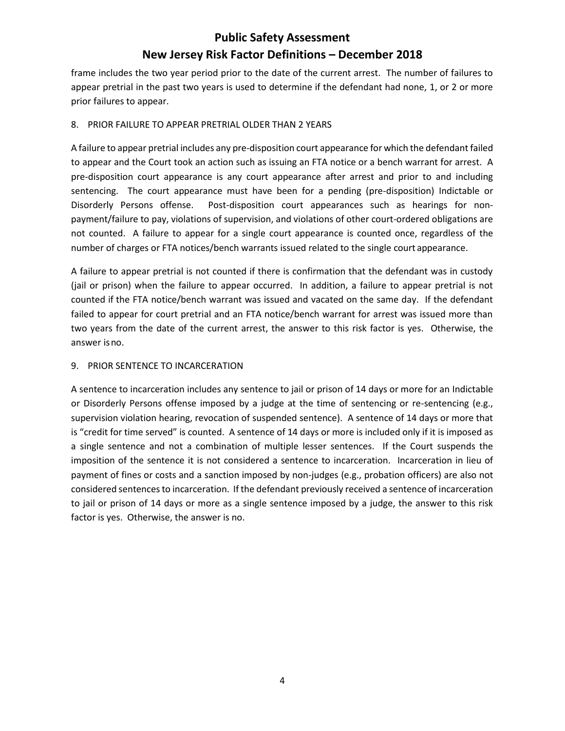frame includes the two year period prior to the date of the current arrest. The number of failures to appear pretrial in the past two years is used to determine if the defendant had none, 1, or 2 or more prior failures to appear.

8. PRIOR FAILURE TO APPEAR PRETRIAL OLDER THAN 2 YEARS

A failure to appear pretrial includes any pre-disposition court appearance for which the defendant failed to appear and the Court took an action such as issuing an FTA notice or a bench warrant for arrest. A pre-disposition court appearance is any court appearance after arrest and prior to and including sentencing. The court appearance must have been for a pending (pre-disposition) Indictable or Disorderly Persons offense. Post-disposition court appearances such as hearings for non-payment/failure to pay, violations of supervision, and violations of other court-ordered obligations are not counted. A failure to appear for a single court appearance is counted once, regardless of the number of charges or FTA notices/bench warrants issued related to the single court appearance.

A failure to appear pretrial is not counted if there is confirmation that the defendant was in custody (jail or prison) when the failure to appear occurred. In addition, a failure to appear pretrial is not counted if the FTA notice/bench warrant was issued and vacated on the same day. If the defendant failed to appear for court pretrial and an FTA notice/bench warrant for arrest was issued more than two years from the date of the current arrest, the answer to this risk factor is yes. Otherwise, the answer is no.

9. PRIOR SENTENCE TO INCARCERATION

A sentence to incarceration includes any sentence to jail or prison of 14 days or more for an Indictable or Disorderly Persons offense imposed by a judge at the time of sentencing or re-sentencing (e.g., supervision violation hearing, revocation of suspended sentence). A sentence of 14 days or more that is "credit for time served" is counted. A sentence of 14 days or more is included only if it is imposed as a single sentence and not a combination of multiple lesser sentences. If the Court suspends the imposition of the sentence it is not considered a sentence to incarceration. Incarceration in lieu of payment of fines or costs and a sanction imposed by non-judges (e.g., probation officers) are also not considered sentences to incarceration. If the defendant previously received a sentence of incarceration to jail or prison of 14 days or more as a single sentence imposed by a judge, the answer to this risk factor is yes. Otherwise, the answer is no.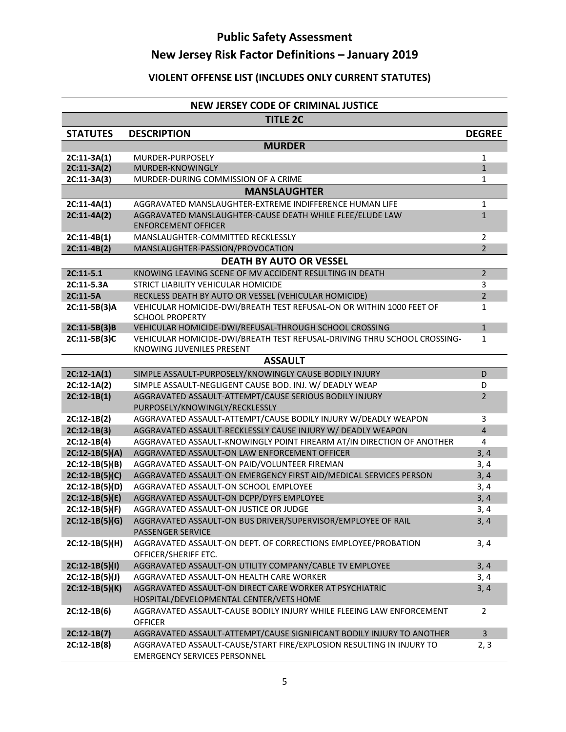# Public Safety Assessment

## New Jersey Risk Factor Definitions – January 2019

### VIOLENT OFFENSE LIST (INCLUDES ONLY CURRENT STATUTES)

| NEW JERSEY CODE OF CRIMINAL JUSTICE | | |
|---|---|---|
| **TITLE 2C** | | |
| **STATUTES** | **DESCRIPTION** | **DEGREE** |
| **MURDER** | | |
| **2C:11-3A(1)** | MURDER-PURPOSELY | 1 |
| **2C:11-3A(2)** | MURDER-KNOWINGLY | 1 |
| **2C:11-3A(3)** | MURDER-DURING COMMISSION OF A CRIME | 1 |
| **MANSLAUGHTER** | | |
| **2C:11-4A(1)** | AGGRAVATED MANSLAUGHTER-EXTREME INDIFFERENCE HUMAN LIFE | 1 |
| **2C:11-4A(2)** | AGGRAVATED MANSLAUGHTER-CAUSE DEATH WHILE FLEE/ELUDE LAW ENFORCEMENT OFFICER | 1 |
| **2C:11-4B(1)** | MANSLAUGHTER-COMMITTED RECKLESSLY | 2 |
| **2C:11-4B(2)** | MANSLAUGHTER-PASSION/PROVOCATION | 2 |
| **DEATH BY AUTO OR VESSEL** | | |
| **2C:11-5.1** | KNOWING LEAVING SCENE OF MV ACCIDENT RESULTING IN DEATH | 2 |
| **2C:11-5.3A** | STRICT LIABILITY VEHICULAR HOMICIDE | 3 |
| **2C:11-5A** | RECKLESS DEATH BY AUTO OR VESSEL (VEHICULAR HOMICIDE) | 2 |
| **2C:11-5B(3)A** | VEHICULAR HOMICIDE-DWI/BREATH TEST REFUSAL-ON OR WITHIN 1000 FEET OF SCHOOL PROPERTY | 1 |
| **2C:11-5B(3)B** | VEHICULAR HOMICIDE-DWI/REFUSAL-THROUGH SCHOOL CROSSING | 1 |
| **2C:11-5B(3)C** | VEHICULAR HOMICIDE-DWI/BREATH TEST REFUSAL-DRIVING THRU SCHOOL CROSSING-KNOWING JUVENILES PRESENT | 1 |
| **ASSAULT** | | |
| **2C:12-1A(1)** | SIMPLE ASSAULT-PURPOSELY/KNOWINGLY CAUSE BODILY INJURY | D |
| **2C:12-1A(2)** | SIMPLE ASSAULT-NEGLIGENT CAUSE BOD. INJ. W/ DEADLY WEAP | D |
| **2C:12-1B(1)** | AGGRAVATED ASSAULT-ATTEMPT/CAUSE SERIOUS BODILY INJURY PURPOSELY/KNOWINGLY/RECKLESSLY | 2 |
| **2C:12-1B(2)** | AGGRAVATED ASSAULT-ATTEMPT/CAUSE BODILY INJURY W/DEADLY WEAPON | 3 |
| **2C:12-1B(3)** | AGGRAVATED ASSAULT-RECKLESSLY CAUSE INJURY W/ DEADLY WEAPON | 4 |
| **2C:12-1B(4)** | AGGRAVATED ASSAULT-KNOWINGLY POINT FIREARM AT/IN DIRECTION OF ANOTHER | 4 |
| **2C:12-1B(5)(A)** | AGGRAVATED ASSAULT-ON LAW ENFORCEMENT OFFICER | 3, 4 |
| **2C:12-1B(5)(B)** | AGGRAVATED ASSAULT-ON PAID/VOLUNTEER FIREMAN | 3, 4 |
| **2C:12-1B(5)(C)** | AGGRAVATED ASSAULT-ON EMERGENCY FIRST AID/MEDICAL SERVICES PERSON | 3, 4 |
| **2C:12-1B(5)(D)** | AGGRAVATED ASSAULT-ON SCHOOL EMPLOYEE | 3, 4 |
| **2C:12-1B(5)(E)** | AGGRAVATED ASSAULT-ON DCPP/DYFS EMPLOYEE | 3, 4 |
| **2C:12-1B(5)(F)** | AGGRAVATED ASSAULT-ON JUSTICE OR JUDGE | 3, 4 |
| **2C:12-1B(5)(G)** | AGGRAVATED ASSAULT-ON BUS DRIVER/SUPERVISOR/EMPLOYEE OF RAIL PASSENGER SERVICE | 3, 4 |
| **2C:12-1B(5)(H)** | AGGRAVATED ASSAULT-ON DEPT. OF CORRECTIONS EMPLOYEE/PROBATION OFFICER/SHERIFF ETC. | 3, 4 |
| **2C:12-1B(5)(I)** | AGGRAVATED ASSAULT-ON UTILITY COMPANY/CABLE TV EMPLOYEE | 3, 4 |
| **2C:12-1B(5)(J)** | AGGRAVATED ASSAULT-ON HEALTH CARE WORKER | 3, 4 |
| **2C:12-1B(5)(K)** | AGGRAVATED ASSAULT-ON DIRECT CARE WORKER AT PSYCHIATRIC HOSPITAL/DEVELOPMENTAL CENTER/VETS HOME | 3, 4 |
| **2C:12-1B(6)** | AGGRAVATED ASSAULT-CAUSE BODILY INJURY WHILE FLEEING LAW ENFORCEMENT OFFICER | 2 |
| **2C:12-1B(7)** | AGGRAVATED ASSAULT-ATTEMPT/CAUSE SIGNIFICANT BODILY INJURY TO ANOTHER | 3 |
| **2C:12-1B(8)** | AGGRAVATED ASSAULT-CAUSE/START FIRE/EXPLOSION RESULTING IN INJURY TO EMERGENCY SERVICES PERSONNEL | 2, 3 |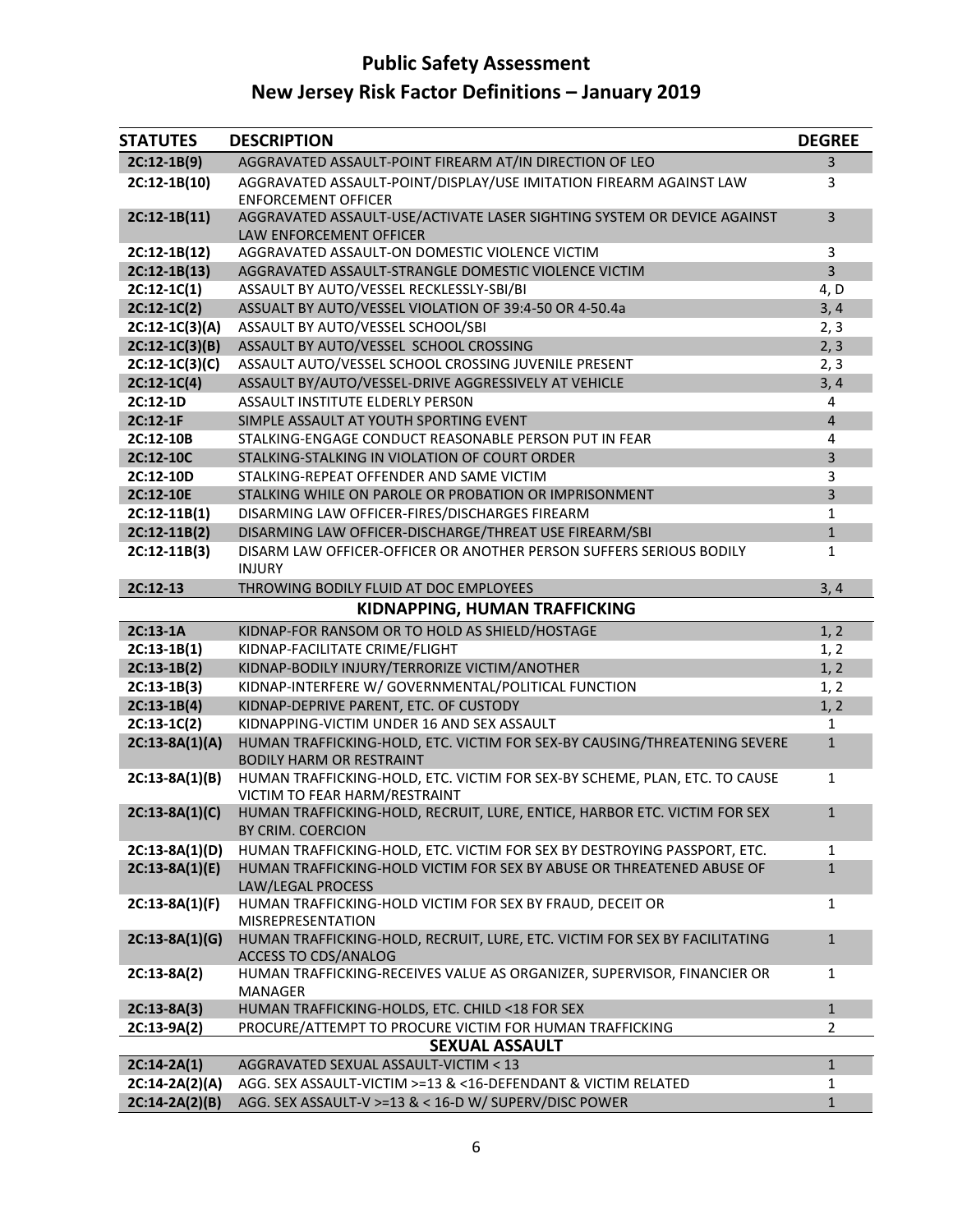# Public Safety Assessment

## New Jersey Risk Factor Definitions – January 2019

| STATUTES | DESCRIPTION | DEGREE |
|---|---|---|
| 2C:12-1B(9) | AGGRAVATED ASSAULT-POINT FIREARM AT/IN DIRECTION OF LEO | 3 |
| 2C:12-1B(10) | AGGRAVATED ASSAULT-POINT/DISPLAY/USE IMITATION FIREARM AGAINST LAW ENFORCEMENT OFFICER | 3 |
| 2C:12-1B(11) | AGGRAVATED ASSAULT-USE/ACTIVATE LASER SIGHTING SYSTEM OR DEVICE AGAINST LAW ENFORCEMENT OFFICER | 3 |
| 2C:12-1B(12) | AGGRAVATED ASSAULT-ON DOMESTIC VIOLENCE VICTIM | 3 |
| 2C:12-1B(13) | AGGRAVATED ASSAULT-STRANGLE DOMESTIC VIOLENCE VICTIM | 3 |
| 2C:12-1C(1) | ASSAULT BY AUTO/VESSEL RECKLESSLY-SBI/BI | 4, D |
| 2C:12-1C(2) | ASSAULT BY AUTO/VESSEL VIOLATION OF 39:4-50 OR 4-50.4a | 3, 4 |
| 2C:12-1C(3)(A) | ASSAULT BY AUTO/VESSEL SCHOOL/SBI | 2, 3 |
| 2C:12-1C(3)(B) | ASSAULT BY AUTO/VESSEL SCHOOL CROSSING | 2, 3 |
| 2C:12-1C(3)(C) | ASSAULT AUTO/VESSEL SCHOOL CROSSING JUVENILE PRESENT | 2, 3 |
| 2C:12-1C(4) | ASSAULT BY/AUTO/VESSEL-DRIVE AGGRESSIVELY AT VEHICLE | 3, 4 |
| 2C:12-1D | ASSAULT INSTITUTE ELDERLY PERS0N | 4 |
| 2C:12-1F | SIMPLE ASSAULT AT YOUTH SPORTING EVENT | 4 |
| 2C:12-10B | STALKING-ENGAGE CONDUCT REASONABLE PERSON PUT IN FEAR | 4 |
| 2C:12-10C | STALKING-STALKING IN VIOLATION OF COURT ORDER | 3 |
| 2C:12-10D | STALKING-REPEAT OFFENDER AND SAME VICTIM | 3 |
| 2C:12-10E | STALKING WHILE ON PAROLE OR PROBATION OR IMPRISONMENT | 3 |
| 2C:12-11B(1) | DISARMING LAW OFFICER-FIRES/DISCHARGES FIREARM | 1 |
| 2C:12-11B(2) | DISARMING LAW OFFICER-DISCHARGE/THREAT USE FIREARM/SBI | 1 |
| 2C:12-11B(3) | DISARM LAW OFFICER-OFFICER OR ANOTHER PERSON SUFFERS SERIOUS BODILY INJURY | 1 |
| 2C:12-13 | THROWING BODILY FLUID AT DOC EMPLOYEES | 3, 4 |
| | **KIDNAPPING, HUMAN TRAFFICKING** | |
| 2C:13-1A | KIDNAP-FOR RANSOM OR TO HOLD AS SHIELD/HOSTAGE | 1, 2 |
| 2C:13-1B(1) | KIDNAP-FACILITATE CRIME/FLIGHT | 1, 2 |
| 2C:13-1B(2) | KIDNAP-BODILY INJURY/TERRORIZE VICTIM/ANOTHER | 1, 2 |
| 2C:13-1B(3) | KIDNAP-INTERFERE W/ GOVERNMENTAL/POLITICAL FUNCTION | 1, 2 |
| 2C:13-1B(4) | KIDNAP-DEPRIVE PARENT, ETC. OF CUSTODY | 1, 2 |
| 2C:13-1C(2) | KIDNAPPING-VICTIM UNDER 16 AND SEX ASSAULT | 1 |
| 2C:13-8A(1)(A) | HUMAN TRAFFICKING-HOLD, ETC. VICTIM FOR SEX-BY CAUSING/THREATENING SEVERE BODILY HARM OR RESTRAINT | 1 |
| 2C:13-8A(1)(B) | HUMAN TRAFFICKING-HOLD, ETC. VICTIM FOR SEX-BY SCHEME, PLAN, ETC. TO CAUSE VICTIM TO FEAR HARM/RESTRAINT | 1 |
| 2C:13-8A(1)(C) | HUMAN TRAFFICKING-HOLD, RECRUIT, LURE, ENTICE, HARBOR ETC. VICTIM FOR SEX BY CRIM. COERCION | 1 |
| 2C:13-8A(1)(D) | HUMAN TRAFFICKING-HOLD, ETC. VICTIM FOR SEX BY DESTROYING PASSPORT, ETC. | 1 |
| 2C:13-8A(1)(E) | HUMAN TRAFFICKING-HOLD VICTIM FOR SEX BY ABUSE OR THREATENED ABUSE OF LAW/LEGAL PROCESS | 1 |
| 2C:13-8A(1)(F) | HUMAN TRAFFICKING-HOLD VICTIM FOR SEX BY FRAUD, DECEIT OR MISREPRESENTATION | 1 |
| 2C:13-8A(1)(G) | HUMAN TRAFFICKING-HOLD, RECRUIT, LURE, ETC. VICTIM FOR SEX BY FACILITATING ACCESS TO CDS/ANALOG | 1 |
| 2C:13-8A(2) | HUMAN TRAFFICKING-RECEIVES VALUE AS ORGANIZER, SUPERVISOR, FINANCIER OR MANAGER | 1 |
| 2C:13-8A(3) | HUMAN TRAFFICKING-HOLDS, ETC. CHILD <18 FOR SEX | 1 |
| 2C:13-9A(2) | PROCURE/ATTEMPT TO PROCURE VICTIM FOR HUMAN TRAFFICKING | 2 |
| | **SEXUAL ASSAULT** | |
| 2C:14-2A(1) | AGGRAVATED SEXUAL ASSAULT-VICTIM < 13 | 1 |
| 2C:14-2A(2)(A) | AGG. SEX ASSAULT-VICTIM >=13 & <16-DEFENDANT & VICTIM RELATED | 1 |
| 2C:14-2A(2)(B) | AGG. SEX ASSAULT-V >=13 & < 16-D W/ SUPERV/DISC POWER | 1 |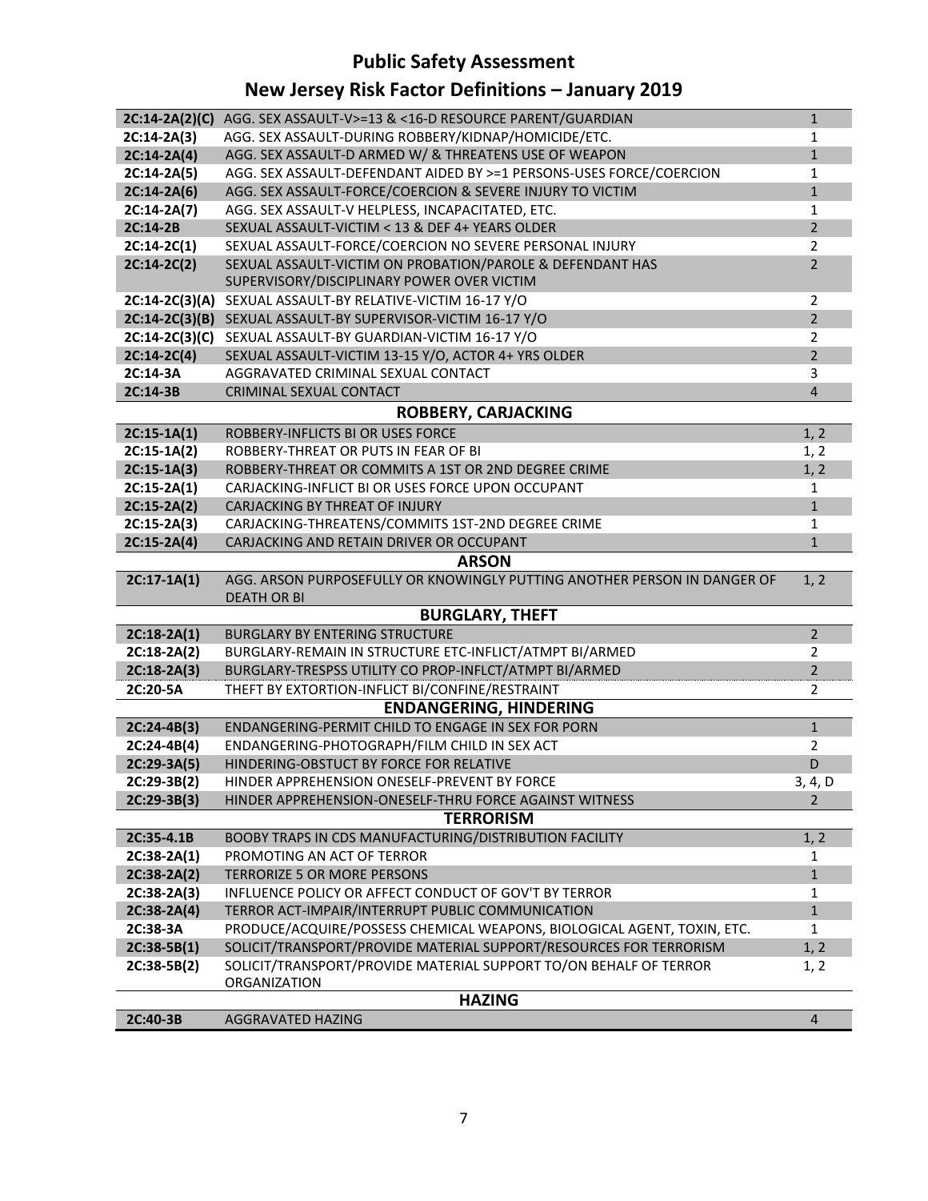# Public Safety Assessment

## New Jersey Risk Factor Definitions – January 2019

| | | |
|---|---|---|
| **2C:14-2A(2)(C)** | AGG. SEX ASSAULT-V>=13 & <16-D RESOURCE PARENT/GUARDIAN | 1 |
| **2C:14-2A(3)** | AGG. SEX ASSAULT-DURING ROBBERY/KIDNAP/HOMICIDE/ETC. | 1 |
| **2C:14-2A(4)** | AGG. SEX ASSAULT-D ARMED W/ & THREATENS USE OF WEAPON | 1 |
| **2C:14-2A(5)** | AGG. SEX ASSAULT-DEFENDANT AIDED BY >=1 PERSONS-USES FORCE/COERCION | 1 |
| **2C:14-2A(6)** | AGG. SEX ASSAULT-FORCE/COERCION & SEVERE INJURY TO VICTIM | 1 |
| **2C:14-2A(7)** | AGG. SEX ASSAULT-V HELPLESS, INCAPACITATED, ETC. | 1 |
| **2C:14-2B** | SEXUAL ASSAULT-VICTIM < 13 & DEF 4+ YEARS OLDER | 2 |
| **2C:14-2C(1)** | SEXUAL ASSAULT-FORCE/COERCION NO SEVERE PERSONAL INJURY | 2 |
| **2C:14-2C(2)** | SEXUAL ASSAULT-VICTIM ON PROBATION/PAROLE & DEFENDANT HAS SUPERVISORY/DISCIPLINARY POWER OVER VICTIM | 2 |
| **2C:14-2C(3)(A)** | SEXUAL ASSAULT-BY RELATIVE-VICTIM 16-17 Y/O | 2 |
| **2C:14-2C(3)(B)** | SEXUAL ASSAULT-BY SUPERVISOR-VICTIM 16-17 Y/O | 2 |
| **2C:14-2C(3)(C)** | SEXUAL ASSAULT-BY GUARDIAN-VICTIM 16-17 Y/O | 2 |
| **2C:14-2C(4)** | SEXUAL ASSAULT-VICTIM 13-15 Y/O, ACTOR 4+ YRS OLDER | 2 |
| **2C:14-3A** | AGGRAVATED CRIMINAL SEXUAL CONTACT | 3 |
| **2C:14-3B** | CRIMINAL SEXUAL CONTACT | 4 |
| | **ROBBERY, CARJACKING** | |
| **2C:15-1A(1)** | ROBBERY-INFLICTS BI OR USES FORCE | 1, 2 |
| **2C:15-1A(2)** | ROBBERY-THREAT OR PUTS IN FEAR OF BI | 1, 2 |
| **2C:15-1A(3)** | ROBBERY-THREAT OR COMMITS A 1ST OR 2ND DEGREE CRIME | 1, 2 |
| **2C:15-2A(1)** | CARJACKING-INFLICT BI OR USES FORCE UPON OCCUPANT | 1 |
| **2C:15-2A(2)** | CARJACKING BY THREAT OF INJURY | 1 |
| **2C:15-2A(3)** | CARJACKING-THREATENS/COMMITS 1ST-2ND DEGREE CRIME | 1 |
| **2C:15-2A(4)** | CARJACKING AND RETAIN DRIVER OR OCCUPANT | 1 |
| | **ARSON** | |
| **2C:17-1A(1)** | AGG. ARSON PURPOSEFULLY OR KNOWINGLY PUTTING ANOTHER PERSON IN DANGER OF DEATH OR BI | 1, 2 |
| | **BURGLARY, THEFT** | |
| **2C:18-2A(1)** | BURGLARY BY ENTERING STRUCTURE | 2 |
| **2C:18-2A(2)** | BURGLARY-REMAIN IN STRUCTURE ETC-INFLICT/ATMPT BI/ARMED | 2 |
| **2C:18-2A(3)** | BURGLARY-TRESPSS UTILITY CO PROP-INFLCT/ATMPT BI/ARMED | 2 |
| **2C:20-5A** | THEFT BY EXTORTION-INFLICT BI/CONFINE/RESTRAINT | 2 |
| | **ENDANGERING, HINDERING** | |
| **2C:24-4B(3)** | ENDANGERING-PERMIT CHILD TO ENGAGE IN SEX FOR PORN | 1 |
| **2C:24-4B(4)** | ENDANGERING-PHOTOGRAPH/FILM CHILD IN SEX ACT | 2 |
| **2C:29-3A(5)** | HINDERING-OBSTUCT BY FORCE FOR RELATIVE | D |
| **2C:29-3B(2)** | HINDER APPREHENSION ONESELF-PREVENT BY FORCE | 3, 4, D |
| **2C:29-3B(3)** | HINDER APPREHENSION-ONESELF-THRU FORCE AGAINST WITNESS | 2 |
| | **TERRORISM** | |
| **2C:35-4.1B** | BOOBY TRAPS IN CDS MANUFACTURING/DISTRIBUTION FACILITY | 1, 2 |
| **2C:38-2A(1)** | PROMOTING AN ACT OF TERROR | 1 |
| **2C:38-2A(2)** | TERRORIZE 5 OR MORE PERSONS | 1 |
| **2C:38-2A(3)** | INFLUENCE POLICY OR AFFECT CONDUCT OF GOV'T BY TERROR | 1 |
| **2C:38-2A(4)** | TERROR ACT-IMPAIR/INTERRUPT PUBLIC COMMUNICATION | 1 |
| **2C:38-3A** | PRODUCE/ACQUIRE/POSSESS CHEMICAL WEAPONS, BIOLOGICAL AGENT, TOXIN, ETC. | 1 |
| **2C:38-5B(1)** | SOLICIT/TRANSPORT/PROVIDE MATERIAL SUPPORT/RESOURCES FOR TERRORISM | 1, 2 |
| **2C:38-5B(2)** | SOLICIT/TRANSPORT/PROVIDE MATERIAL SUPPORT TO/ON BEHALF OF TERROR ORGANIZATION | 1, 2 |
| | **HAZING** | |
| **2C:40-3B** | AGGRAVATED HAZING | 4 |